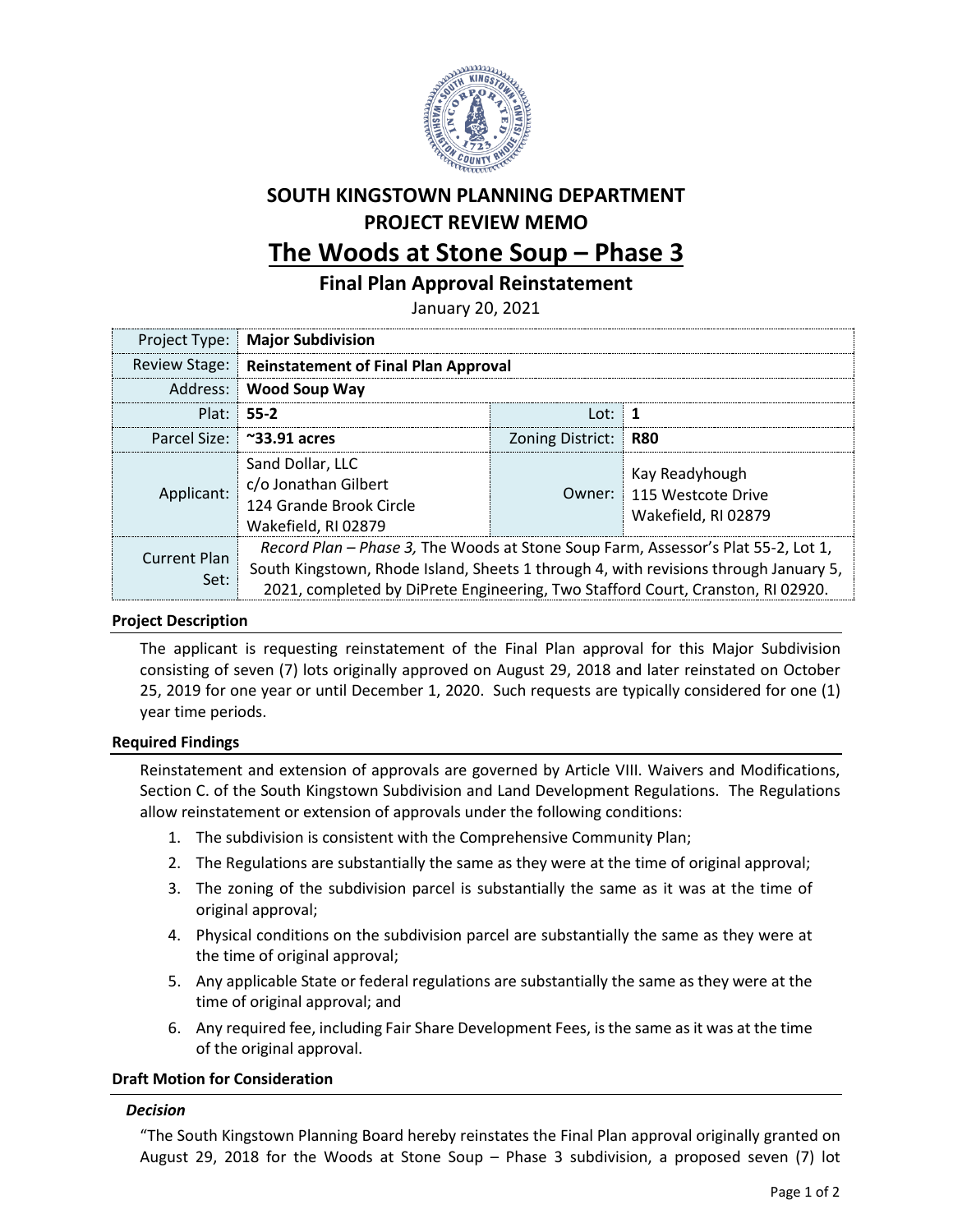# SOUTH KINGSTOWN PLANNING DEPARTMENT
# PROJECT REVIEW MEMO

# The Woods at Stone Soup – Phase 3

## Final Plan Approval Reinstatement

January 20, 2021

| | | | |
|---|---|---|---|
| Project Type: | **Major Subdivision** | | |
| Review Stage: | **Reinstatement of Final Plan Approval** | | |
| Address: | **Wood Soup Way** | | |
| Plat: | **55-2** | Lot: | **1** |
| Parcel Size: | **~33.91 acres** | Zoning District: | **R80** |
| Applicant: | Sand Dollar, LLC<br>c/o Jonathan Gilbert<br>124 Grande Brook Circle<br>Wakefield, RI 02879 | Owner: | Kay Readyhough<br>115 Westcote Drive<br>Wakefield, RI 02879 |
| Current Plan Set: | *Record Plan – Phase 3,* The Woods at Stone Soup Farm, Assessor's Plat 55-2, Lot 1, South Kingstown, Rhode Island, Sheets 1 through 4, with revisions through January 5, 2021, completed by DiPrete Engineering, Two Stafford Court, Cranston, RI 02920. | | |

### Project Description

The applicant is requesting reinstatement of the Final Plan approval for this Major Subdivision consisting of seven (7) lots originally approved on August 29, 2018 and later reinstated on October 25, 2019 for one year or until December 1, 2020. Such requests are typically considered for one (1) year time periods.

### Required Findings

Reinstatement and extension of approvals are governed by Article VIII. Waivers and Modifications, Section C. of the South Kingstown Subdivision and Land Development Regulations. The Regulations allow reinstatement or extension of approvals under the following conditions:

1. The subdivision is consistent with the Comprehensive Community Plan;
2. The Regulations are substantially the same as they were at the time of original approval;
3. The zoning of the subdivision parcel is substantially the same as it was at the time of original approval;
4. Physical conditions on the subdivision parcel are substantially the same as they were at the time of original approval;
5. Any applicable State or federal regulations are substantially the same as they were at the time of original approval; and
6. Any required fee, including Fair Share Development Fees, is the same as it was at the time of the original approval.

### Draft Motion for Consideration

#### *Decision*

"The South Kingstown Planning Board hereby reinstates the Final Plan approval originally granted on August 29, 2018 for the Woods at Stone Soup – Phase 3 subdivision, a proposed seven (7) lot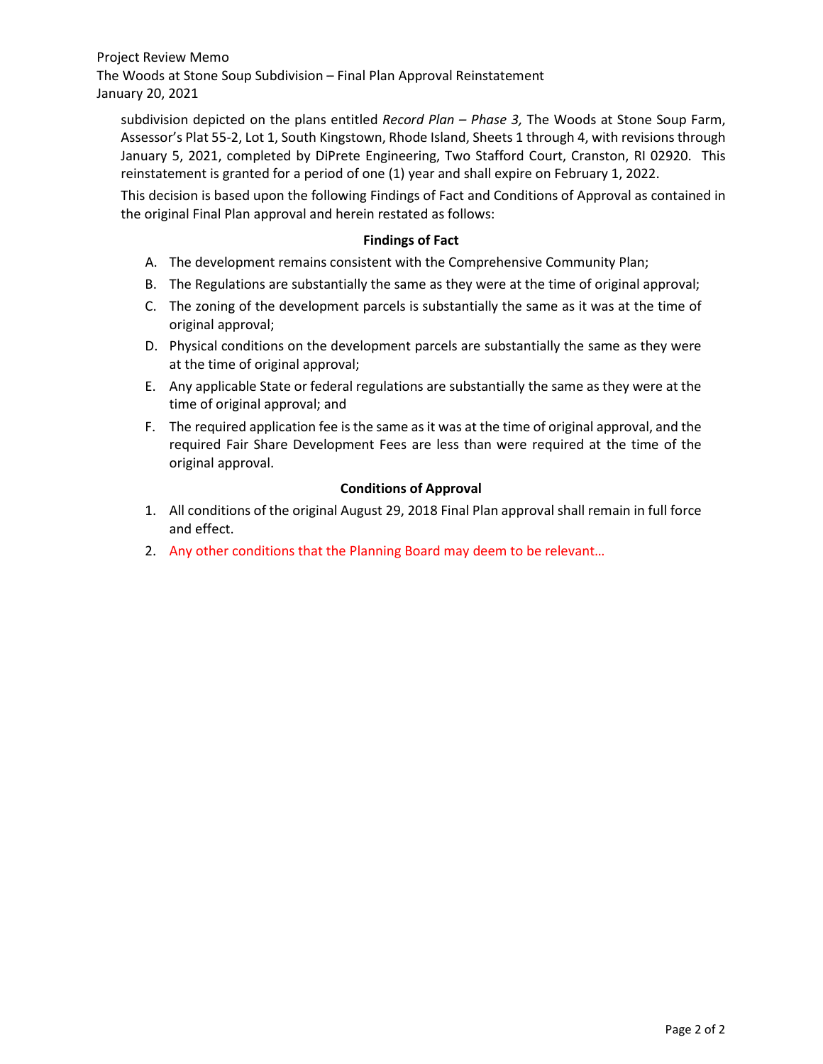subdivision depicted on the plans entitled *Record Plan – Phase 3,* The Woods at Stone Soup Farm, Assessor's Plat 55-2, Lot 1, South Kingstown, Rhode Island, Sheets 1 through 4, with revisions through January 5, 2021, completed by DiPrete Engineering, Two Stafford Court, Cranston, RI 02920. This reinstatement is granted for a period of one (1) year and shall expire on February 1, 2022.

This decision is based upon the following Findings of Fact and Conditions of Approval as contained in the original Final Plan approval and herein restated as follows:

**Findings of Fact**

A. The development remains consistent with the Comprehensive Community Plan;

B. The Regulations are substantially the same as they were at the time of original approval;

C. The zoning of the development parcels is substantially the same as it was at the time of original approval;

D. Physical conditions on the development parcels are substantially the same as they were at the time of original approval;

E. Any applicable State or federal regulations are substantially the same as they were at the time of original approval; and

F. The required application fee is the same as it was at the time of original approval, and the required Fair Share Development Fees are less than were required at the time of the original approval.

**Conditions of Approval**

1. All conditions of the original August 29, 2018 Final Plan approval shall remain in full force and effect.
2. Any other conditions that the Planning Board may deem to be relevant…